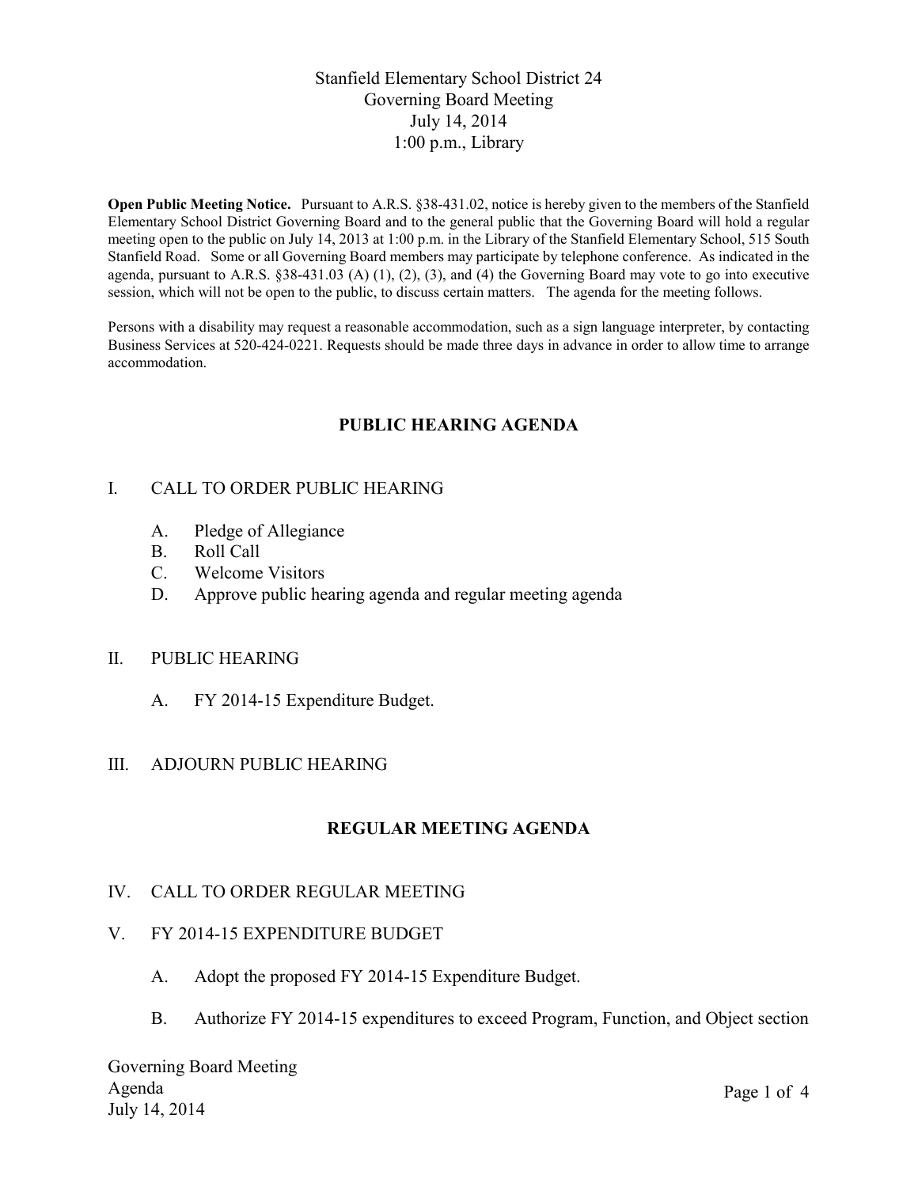Stanfield Elementary School District 24
Governing Board Meeting
July 14, 2014
1:00 p.m., Library

**Open Public Meeting Notice.** Pursuant to A.R.S. §38-431.02, notice is hereby given to the members of the Stanfield Elementary School District Governing Board and to the general public that the Governing Board will hold a regular meeting open to the public on July 14, 2013 at 1:00 p.m. in the Library of the Stanfield Elementary School, 515 South Stanfield Road. Some or all Governing Board members may participate by telephone conference. As indicated in the agenda, pursuant to A.R.S. §38-431.03 (A) (1), (2), (3), and (4) the Governing Board may vote to go into executive session, which will not be open to the public, to discuss certain matters. The agenda for the meeting follows.

Persons with a disability may request a reasonable accommodation, such as a sign language interpreter, by contacting Business Services at 520-424-0221. Requests should be made three days in advance in order to allow time to arrange accommodation.

## PUBLIC HEARING AGENDA

I. CALL TO ORDER PUBLIC HEARING

  A. Pledge of Allegiance
  B. Roll Call
  C. Welcome Visitors
  D. Approve public hearing agenda and regular meeting agenda

II. PUBLIC HEARING

  A. FY 2014-15 Expenditure Budget.

III. ADJOURN PUBLIC HEARING

## REGULAR MEETING AGENDA

IV. CALL TO ORDER REGULAR MEETING

V. FY 2014-15 EXPENDITURE BUDGET

  A. Adopt the proposed FY 2014-15 Expenditure Budget.

  B. Authorize FY 2014-15 expenditures to exceed Program, Function, and Object section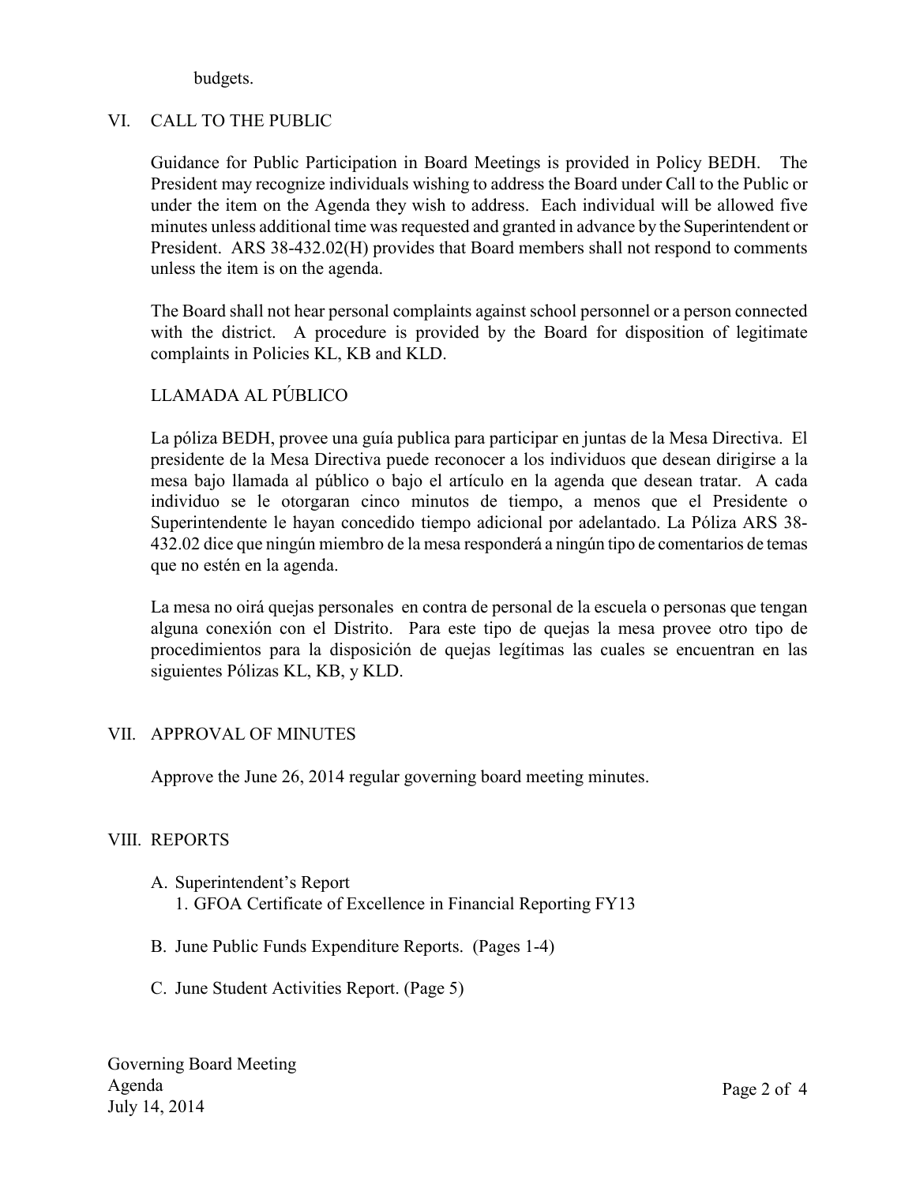budgets.

## VI. CALL TO THE PUBLIC

Guidance for Public Participation in Board Meetings is provided in Policy BEDH. The President may recognize individuals wishing to address the Board under Call to the Public or under the item on the Agenda they wish to address. Each individual will be allowed five minutes unless additional time was requested and granted in advance by the Superintendent or President. ARS 38-432.02(H) provides that Board members shall not respond to comments unless the item is on the agenda.

The Board shall not hear personal complaints against school personnel or a person connected with the district. A procedure is provided by the Board for disposition of legitimate complaints in Policies KL, KB and KLD.

### LLAMADA AL PÚBLICO

La póliza BEDH, provee una guía publica para participar en juntas de la Mesa Directiva. El presidente de la Mesa Directiva puede reconocer a los individuos que desean dirigirse a la mesa bajo llamada al público o bajo el artículo en la agenda que desean tratar. A cada individuo se le otorgaran cinco minutos de tiempo, a menos que el Presidente o Superintendente le hayan concedido tiempo adicional por adelantado. La Póliza ARS 38-432.02 dice que ningún miembro de la mesa responderá a ningún tipo de comentarios de temas que no estén en la agenda.

La mesa no oirá quejas personales en contra de personal de la escuela o personas que tengan alguna conexión con el Distrito. Para este tipo de quejas la mesa provee otro tipo de procedimientos para la disposición de quejas legítimas las cuales se encuentran en las siguientes Pólizas KL, KB, y KLD.

## VII. APPROVAL OF MINUTES

Approve the June 26, 2014 regular governing board meeting minutes.

## VIII. REPORTS

A. Superintendent's Report
   1. GFOA Certificate of Excellence in Financial Reporting FY13

B. June Public Funds Expenditure Reports. (Pages 1-4)

C. June Student Activities Report. (Page 5)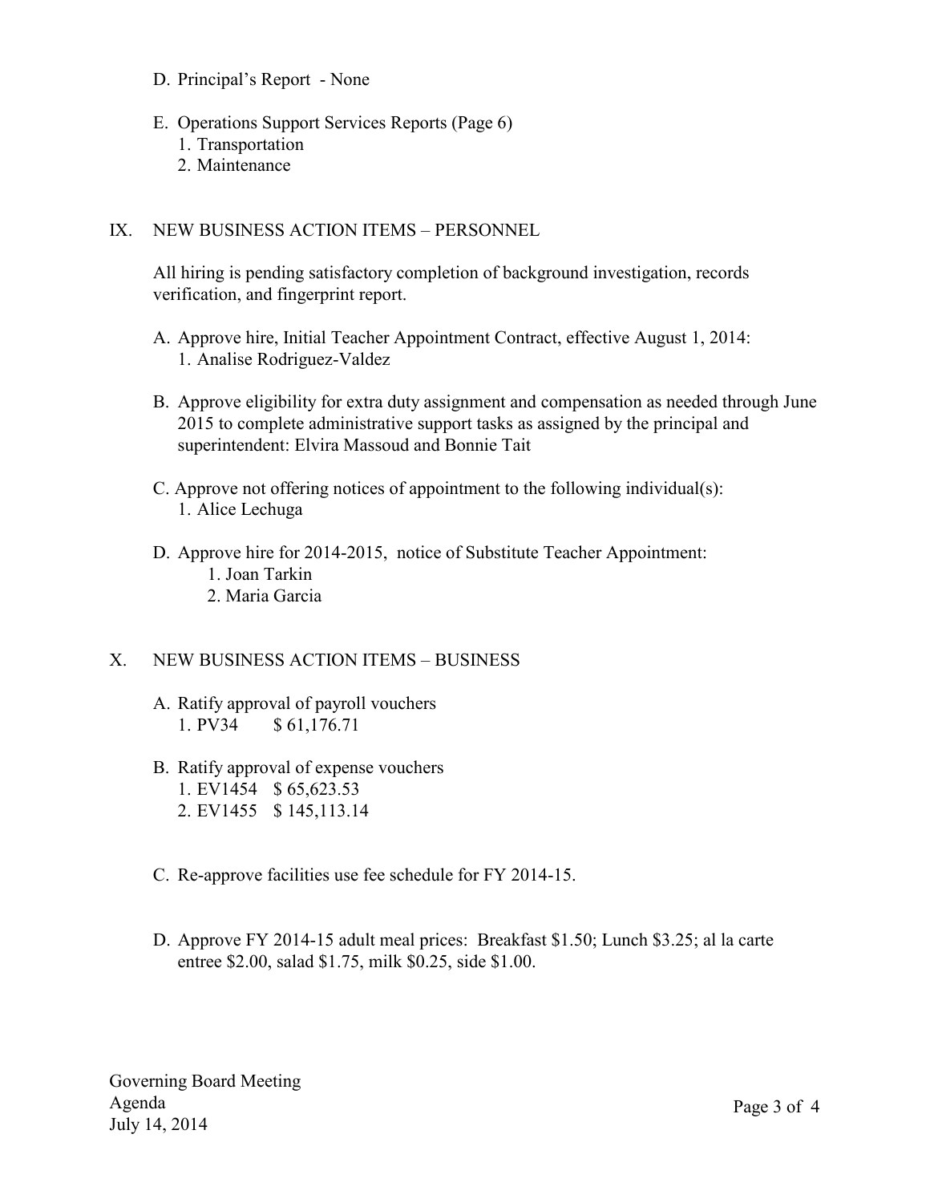D. Principal's Report - None

E. Operations Support Services Reports (Page 6)
   1. Transportation
   2. Maintenance

## IX. NEW BUSINESS ACTION ITEMS – PERSONNEL

All hiring is pending satisfactory completion of background investigation, records verification, and fingerprint report.

A. Approve hire, Initial Teacher Appointment Contract, effective August 1, 2014:
   1. Analise Rodriguez-Valdez

B. Approve eligibility for extra duty assignment and compensation as needed through June 2015 to complete administrative support tasks as assigned by the principal and superintendent: Elvira Massoud and Bonnie Tait

C. Approve not offering notices of appointment to the following individual(s):
   1. Alice Lechuga

D. Approve hire for 2014-2015, notice of Substitute Teacher Appointment:
   1. Joan Tarkin
   2. Maria Garcia

## X. NEW BUSINESS ACTION ITEMS – BUSINESS

A. Ratify approval of payroll vouchers
   1. PV34 $ 61,176.71

B. Ratify approval of expense vouchers
   1. EV1454 $ 65,623.53
   2. EV1455 $ 145,113.14

C. Re-approve facilities use fee schedule for FY 2014-15.

D. Approve FY 2014-15 adult meal prices: Breakfast $1.50; Lunch $3.25; al la carte entree $2.00, salad $1.75, milk $0.25, side $1.00.

Governing Board Meeting
Agenda
July 14, 2014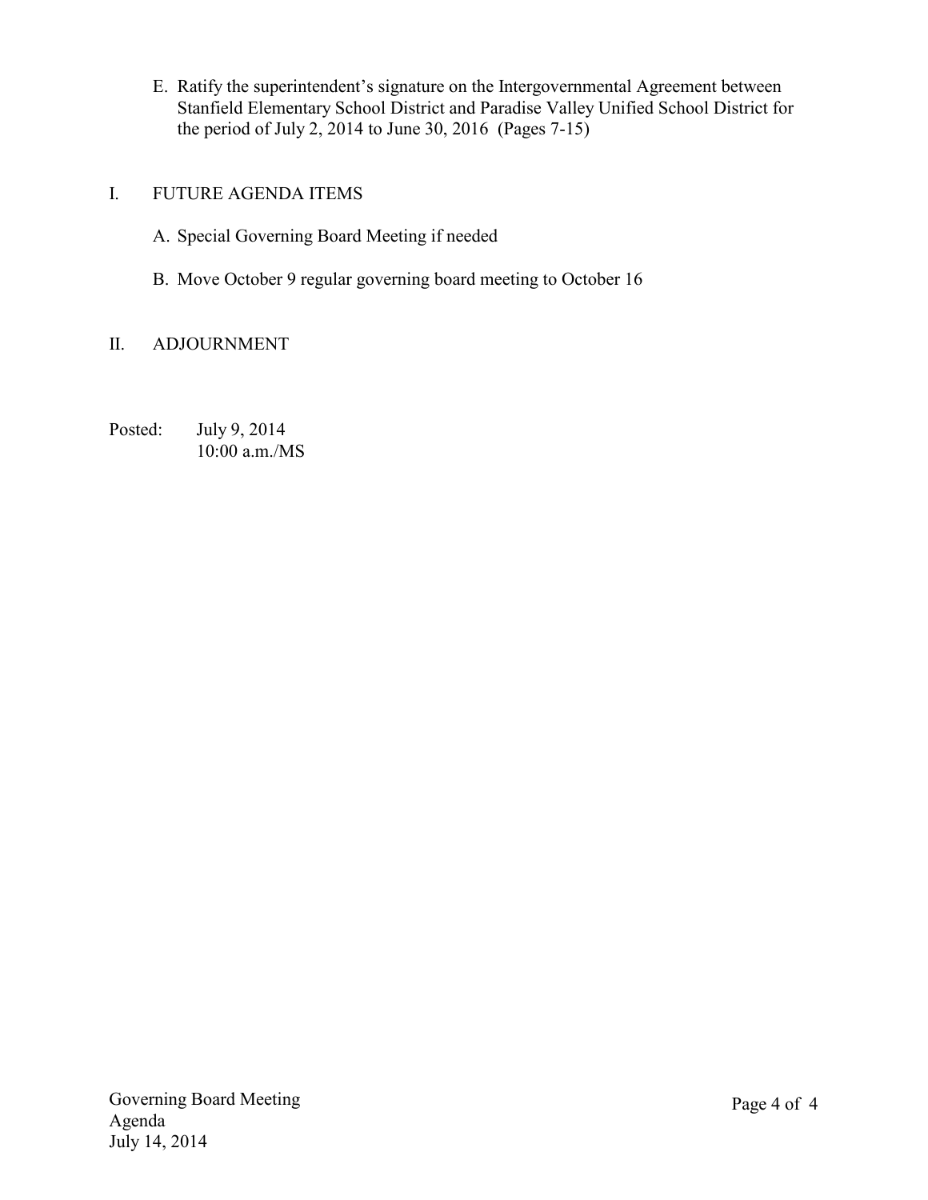E. Ratify the superintendent's signature on the Intergovernmental Agreement between Stanfield Elementary School District and Paradise Valley Unified School District for the period of July 2, 2014 to June 30, 2016 (Pages 7-15)

I. FUTURE AGENDA ITEMS

A. Special Governing Board Meeting if needed

B. Move October 9 regular governing board meeting to October 16

II. ADJOURNMENT

Posted: July 9, 2014
10:00 a.m./MS